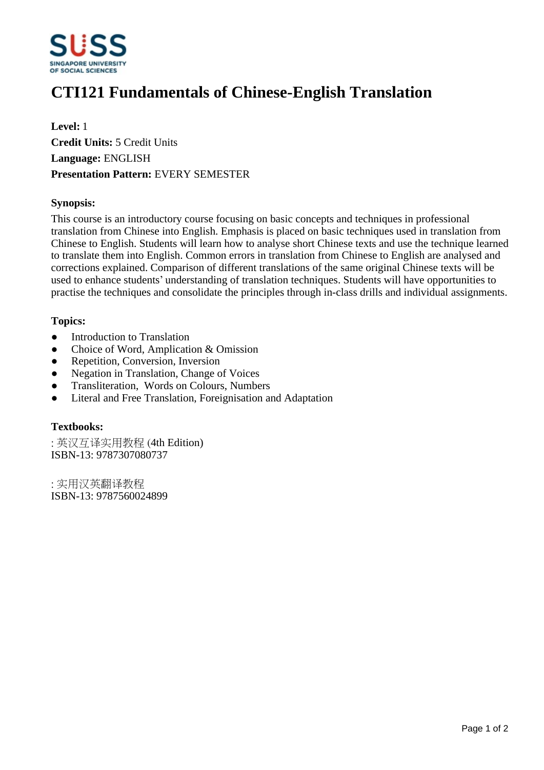# CTI121 Fundamentals of Chinese-English Translation

**Level:** 1
**Credit Units:** 5 Credit Units
**Language:** ENGLISH
**Presentation Pattern:** EVERY SEMESTER

**Synopsis:**

This course is an introductory course focusing on basic concepts and techniques in professional translation from Chinese into English. Emphasis is placed on basic techniques used in translation from Chinese to English. Students will learn how to analyse short Chinese texts and use the technique learned to translate them into English. Common errors in translation from Chinese to English are analysed and corrections explained. Comparison of different translations of the same original Chinese texts will be used to enhance students' understanding of translation techniques. Students will have opportunities to practise the techniques and consolidate the principles through in-class drills and individual assignments.

**Topics:**

- Introduction to Translation
- Choice of Word, Amplication & Omission
- Repetition, Conversion, Inversion
- Negation in Translation, Change of Voices
- Transliteration,  Words on Colours, Numbers
- Literal and Free Translation, Foreignisation and Adaptation

**Textbooks:**

: 英汉互译实用教程 (4th Edition)
ISBN-13: 9787307080737

: 实用汉英翻译教程
ISBN-13: 9787560024899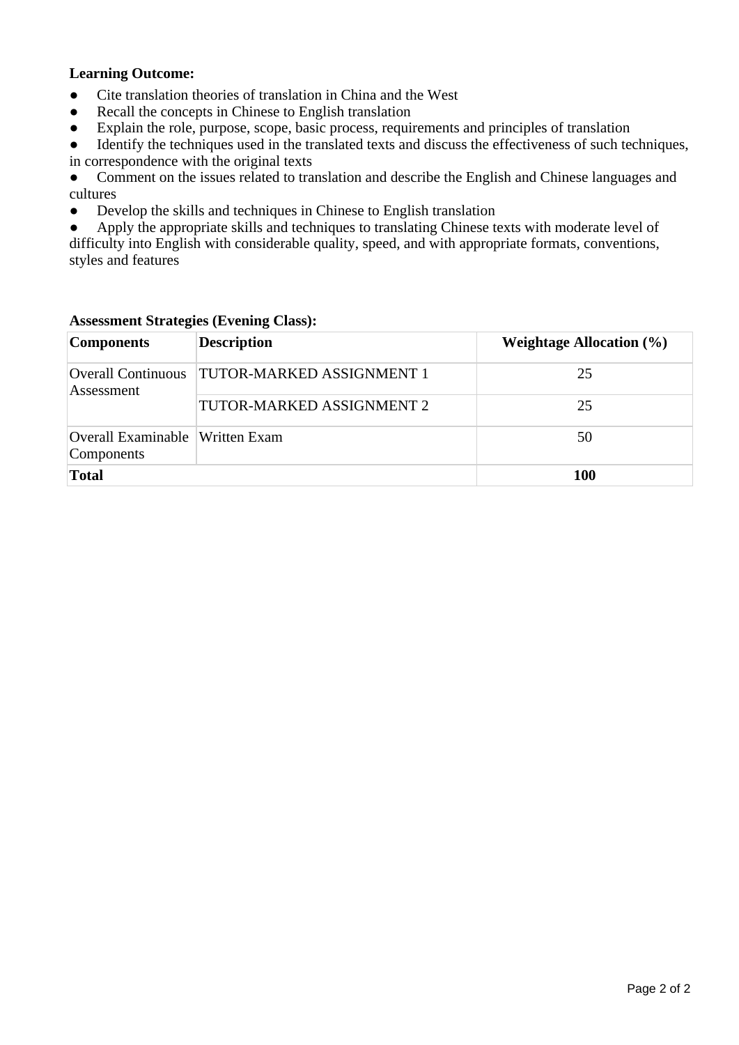**Learning Outcome:**

- Cite translation theories of translation in China and the West
- Recall the concepts in Chinese to English translation
- Explain the role, purpose, scope, basic process, requirements and principles of translation
- Identify the techniques used in the translated texts and discuss the effectiveness of such techniques, in correspondence with the original texts
- Comment on the issues related to translation and describe the English and Chinese languages and cultures
- Develop the skills and techniques in Chinese to English translation
- Apply the appropriate skills and techniques to translating Chinese texts with moderate level of difficulty into English with considerable quality, speed, and with appropriate formats, conventions, styles and features

**Assessment Strategies (Evening Class):**

| **Components** | **Description** | **Weightage Allocation (%)** |
|---|---|---|
| Overall Continuous Assessment | TUTOR-MARKED ASSIGNMENT 1 | 25 |
| | TUTOR-MARKED ASSIGNMENT 2 | 25 |
| Overall Examinable Components | Written Exam | 50 |
| **Total** | | **100** |